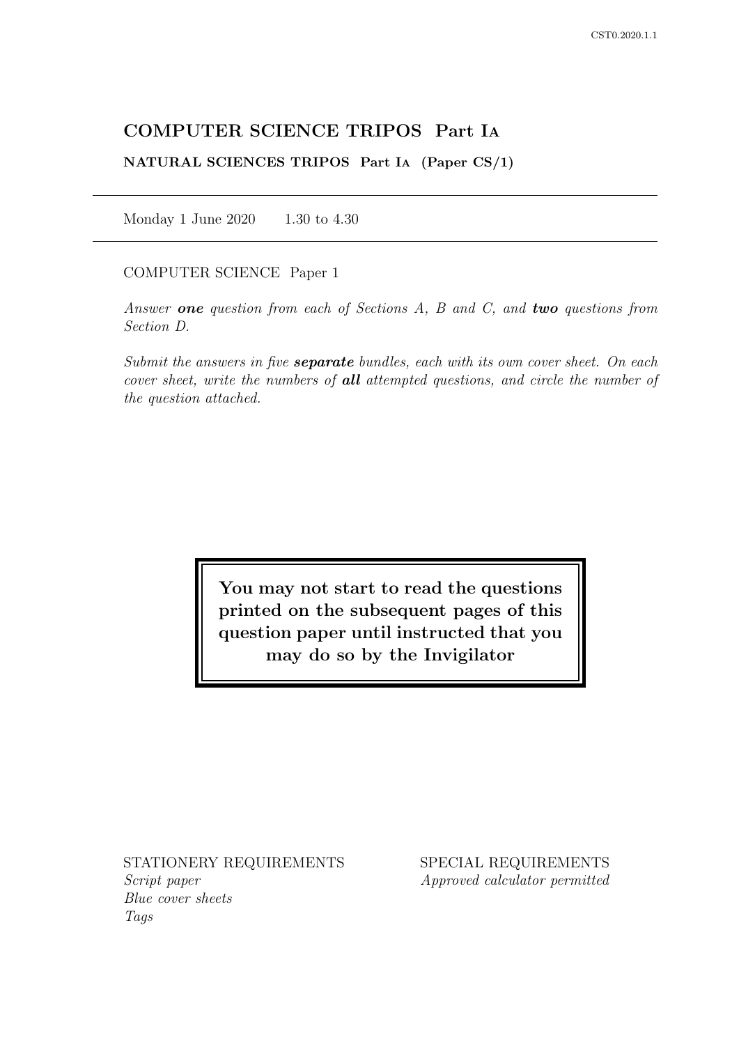# COMPUTER SCIENCE TRIPOS Part IA

**NATURAL SCIENCES TRIPOS Part IA (Paper CS/1)**

Monday 1 June 2020 1.30 to 4.30

COMPUTER SCIENCE Paper 1

*Answer* ***one*** *question from each of Sections A, B and C, and* ***two*** *questions from Section D.*

*Submit the answers in five* ***separate*** *bundles, each with its own cover sheet. On each cover sheet, write the numbers of* ***all*** *attempted questions, and circle the number of the question attached.*

**You may not start to read the questions printed on the subsequent pages of this question paper until instructed that you may do so by the Invigilator**

STATIONERY REQUIREMENTS
*Script paper*
*Blue cover sheets*
*Tags*

SPECIAL REQUIREMENTS
*Approved calculator permitted*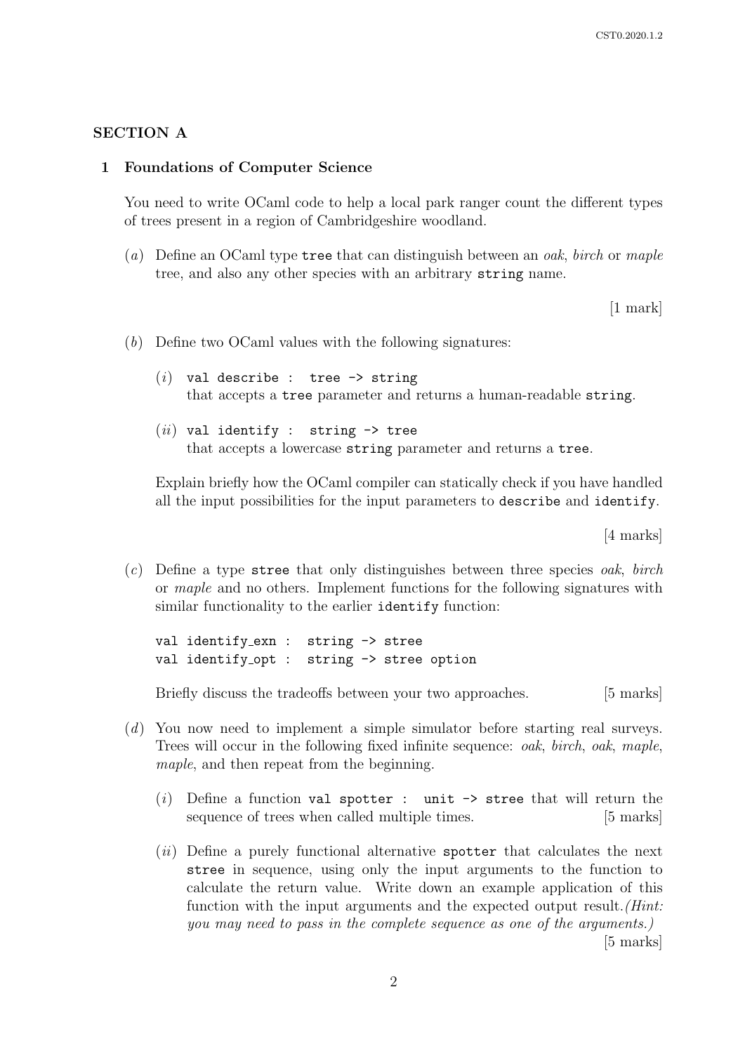## SECTION A

### 1 Foundations of Computer Science

You need to write OCaml code to help a local park ranger count the different types of trees present in a region of Cambridgeshire woodland.

(*a*) Define an OCaml type `tree` that can distinguish between an *oak*, *birch* or *maple* tree, and also any other species with an arbitrary `string` name.

[1 mark]

(*b*) Define two OCaml values with the following signatures:

(*i*) `val describe : tree -> string`
that accepts a `tree` parameter and returns a human-readable `string`.

(*ii*) `val identify : string -> tree`
that accepts a lowercase `string` parameter and returns a `tree`.

Explain briefly how the OCaml compiler can statically check if you have handled all the input possibilities for the input parameters to `describe` and `identify`.

[4 marks]

(*c*) Define a type `stree` that only distinguishes between three species *oak*, *birch* or *maple* and no others. Implement functions for the following signatures with similar functionality to the earlier `identify` function:

```
val identify_exn : string -> stree
val identify_opt : string -> stree option
```

Briefly discuss the tradeoffs between your two approaches. [5 marks]

(*d*) You now need to implement a simple simulator before starting real surveys. Trees will occur in the following fixed infinite sequence: *oak*, *birch*, *oak*, *maple*, *maple*, and then repeat from the beginning.

(*i*) Define a function `val spotter : unit -> stree` that will return the sequence of trees when called multiple times. [5 marks]

(*ii*) Define a purely functional alternative `spotter` that calculates the next `stree` in sequence, using only the input arguments to the function to calculate the return value. Write down an example application of this function with the input arguments and the expected output result. *(Hint: you may need to pass in the complete sequence as one of the arguments.)*

[5 marks]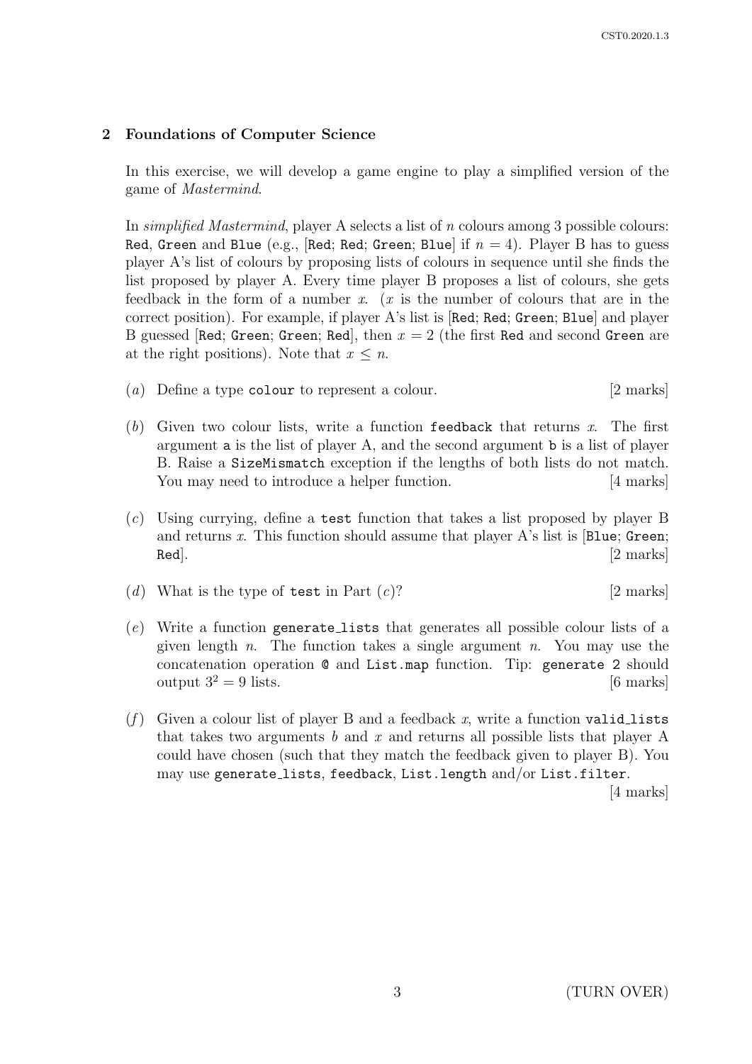## 2 Foundations of Computer Science

In this exercise, we will develop a game engine to play a simplified version of the game of *Mastermind*.

In *simplified Mastermind*, player A selects a list of $n$ colours among 3 possible colours: `Red`, `Green` and `Blue` (e.g., [`Red`; `Red`; `Green`; `Blue`] if $n = 4$). Player B has to guess player A's list of colours by proposing lists of colours in sequence until she finds the list proposed by player A. Every time player B proposes a list of colours, she gets feedback in the form of a number $x$. ($x$ is the number of colours that are in the correct position). For example, if player A's list is [`Red`; `Red`; `Green`; `Blue`] and player B guessed [`Red`; `Green`; `Green`; `Red`], then $x = 2$ (the first `Red` and second `Green` are at the right positions). Note that $x \leq n$.

(*a*) Define a type `colour` to represent a colour. [2 marks]

(*b*) Given two colour lists, write a function `feedback` that returns $x$. The first argument `a` is the list of player A, and the second argument `b` is a list of player B. Raise a `SizeMismatch` exception if the lengths of both lists do not match. You may need to introduce a helper function. [4 marks]

(*c*) Using currying, define a `test` function that takes a list proposed by player B and returns $x$. This function should assume that player A's list is [`Blue`; `Green`; `Red`]. [2 marks]

(*d*) What is the type of `test` in Part (*c*)? [2 marks]

(*e*) Write a function `generate_lists` that generates all possible colour lists of a given length $n$. The function takes a single argument $n$. You may use the concatenation operation `@` and `List.map` function. Tip: `generate 2` should output $3^2 = 9$ lists. [6 marks]

(*f*) Given a colour list of player B and a feedback $x$, write a function `valid_lists` that takes two arguments $b$ and $x$ and returns all possible lists that player A could have chosen (such that they match the feedback given to player B). You may use `generate_lists`, `feedback`, `List.length` and/or `List.filter`. [4 marks]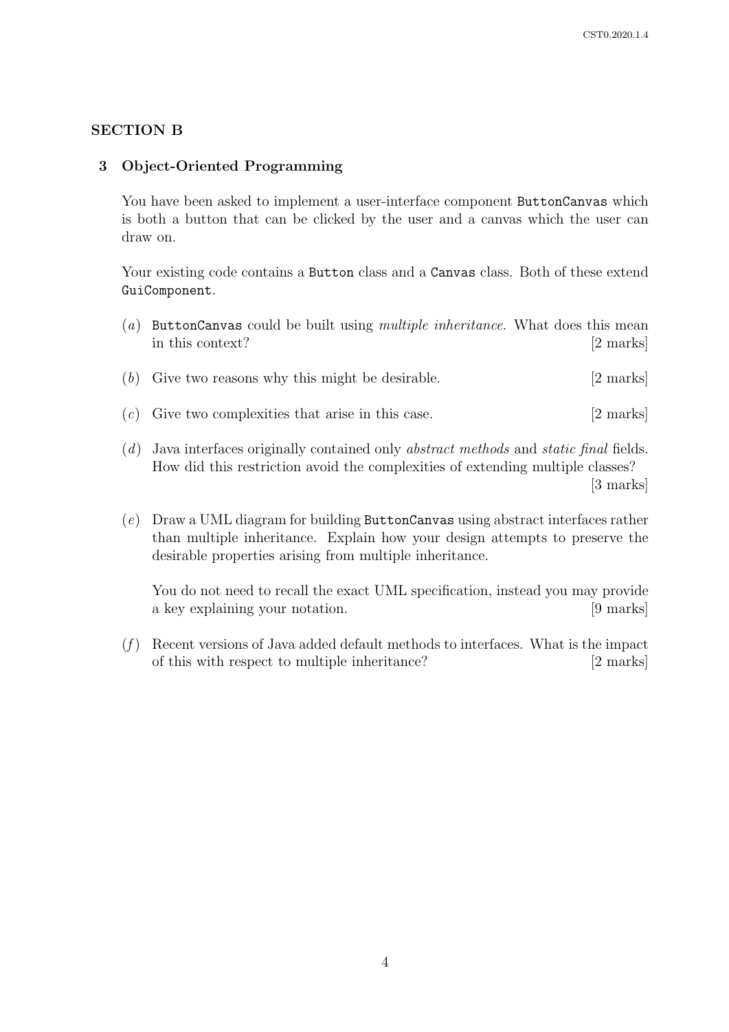## SECTION B

### 3 Object-Oriented Programming

You have been asked to implement a user-interface component `ButtonCanvas` which is both a button that can be clicked by the user and a canvas which the user can draw on.

Your existing code contains a `Button` class and a `Canvas` class. Both of these extend `GuiComponent`.

(*a*) `ButtonCanvas` could be built using *multiple inheritance*. What does this mean in this context? [2 marks]

(*b*) Give two reasons why this might be desirable. [2 marks]

(*c*) Give two complexities that arise in this case. [2 marks]

(*d*) Java interfaces originally contained only *abstract methods* and *static final* fields. How did this restriction avoid the complexities of extending multiple classes? [3 marks]

(*e*) Draw a UML diagram for building `ButtonCanvas` using abstract interfaces rather than multiple inheritance. Explain how your design attempts to preserve the desirable properties arising from multiple inheritance.

You do not need to recall the exact UML specification, instead you may provide a key explaining your notation. [9 marks]

(*f*) Recent versions of Java added default methods to interfaces. What is the impact of this with respect to multiple inheritance? [2 marks]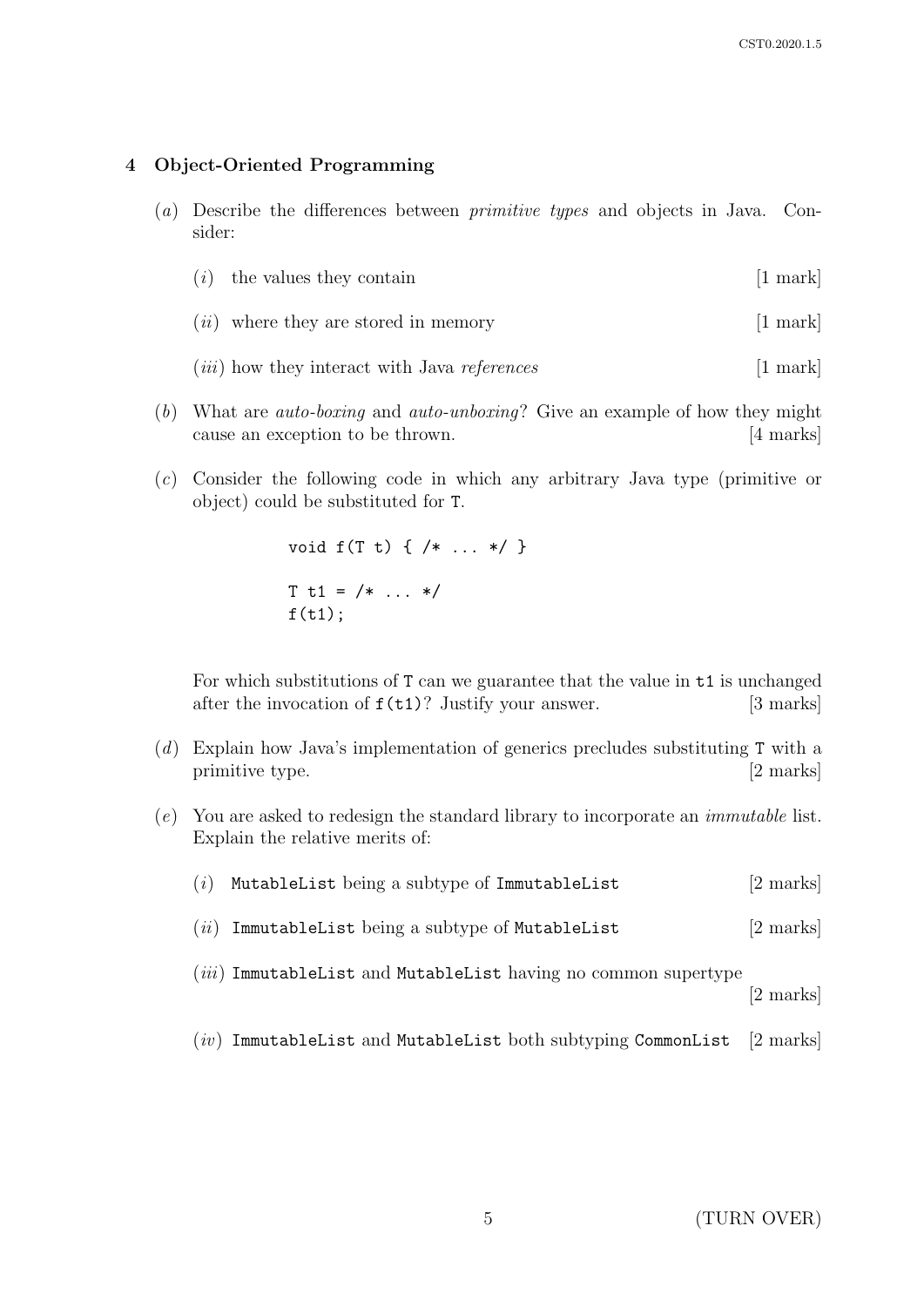## 4 Object-Oriented Programming

(*a*) Describe the differences between *primitive types* and objects in Java. Consider:

(*i*) the values they contain [1 mark]

(*ii*) where they are stored in memory [1 mark]

(*iii*) how they interact with Java *references* [1 mark]

(*b*) What are *auto-boxing* and *auto-unboxing*? Give an example of how they might cause an exception to be thrown. [4 marks]

(*c*) Consider the following code in which any arbitrary Java type (primitive or object) could be substituted for `T`.

```
void f(T t) { /* ... */ }

T t1 = /* ... */
f(t1);
```

For which substitutions of `T` can we guarantee that the value in `t1` is unchanged after the invocation of `f(t1)`? Justify your answer. [3 marks]

(*d*) Explain how Java's implementation of generics precludes substituting `T` with a primitive type. [2 marks]

(*e*) You are asked to redesign the standard library to incorporate an *immutable* list. Explain the relative merits of:

(*i*) `MutableList` being a subtype of `ImmutableList` [2 marks]

(*ii*) `ImmutableList` being a subtype of `MutableList` [2 marks]

(*iii*) `ImmutableList` and `MutableList` having no common supertype [2 marks]

(*iv*) `ImmutableList` and `MutableList` both subtyping `CommonList` [2 marks]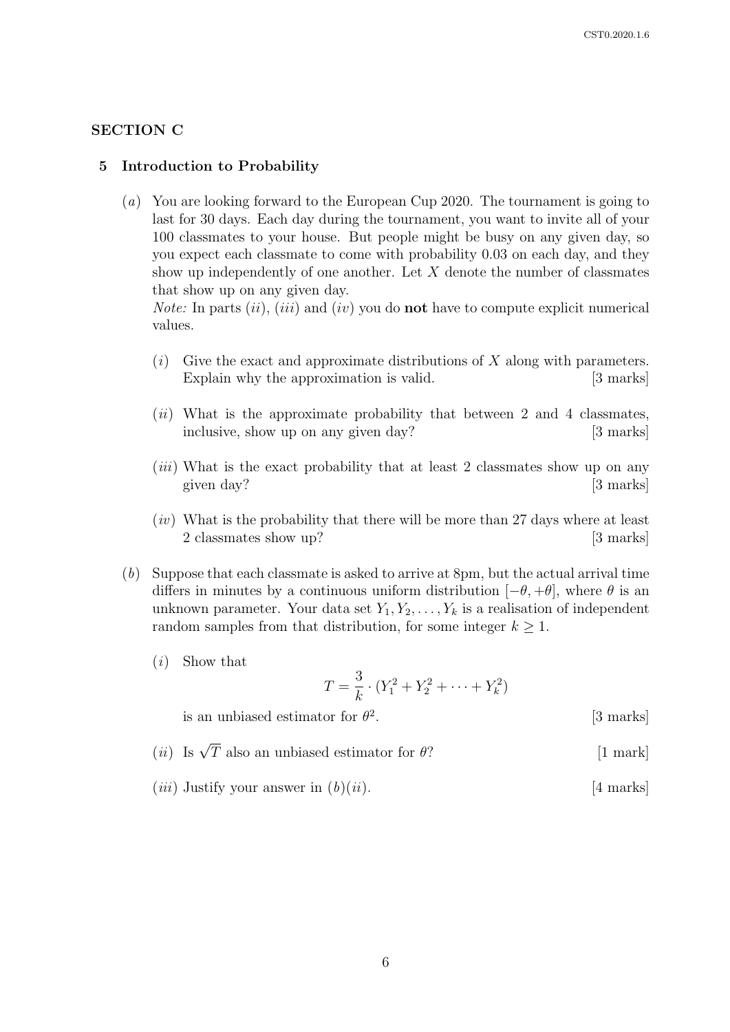## SECTION C

### 5 Introduction to Probability

(*a*) You are looking forward to the European Cup 2020. The tournament is going to last for 30 days. Each day during the tournament, you want to invite all of your 100 classmates to your house. But people might be busy on any given day, so you expect each classmate to come with probability 0.03 on each day, and they show up independently of one another. Let $X$ denote the number of classmates that show up on any given day.
*Note:* In parts (*ii*), (*iii*) and (*iv*) you do **not** have to compute explicit numerical values.

(*i*) Give the exact and approximate distributions of $X$ along with parameters. Explain why the approximation is valid. [3 marks]

(*ii*) What is the approximate probability that between 2 and 4 classmates, inclusive, show up on any given day? [3 marks]

(*iii*) What is the exact probability that at least 2 classmates show up on any given day? [3 marks]

(*iv*) What is the probability that there will be more than 27 days where at least 2 classmates show up? [3 marks]

(*b*) Suppose that each classmate is asked to arrive at 8pm, but the actual arrival time differs in minutes by a continuous uniform distribution $[-\theta, +\theta]$, where $\theta$ is an unknown parameter. Your data set $Y_1, Y_2, \ldots, Y_k$ is a realisation of independent random samples from that distribution, for some integer $k \geq 1$.

(*i*) Show that

$$T = \frac{3}{k} \cdot (Y_1^2 + Y_2^2 + \cdots + Y_k^2)$$

is an unbiased estimator for $\theta^2$. [3 marks]

(*ii*) Is $\sqrt{T}$ also an unbiased estimator for $\theta$? [1 mark]

(*iii*) Justify your answer in (*b*)(*ii*). [4 marks]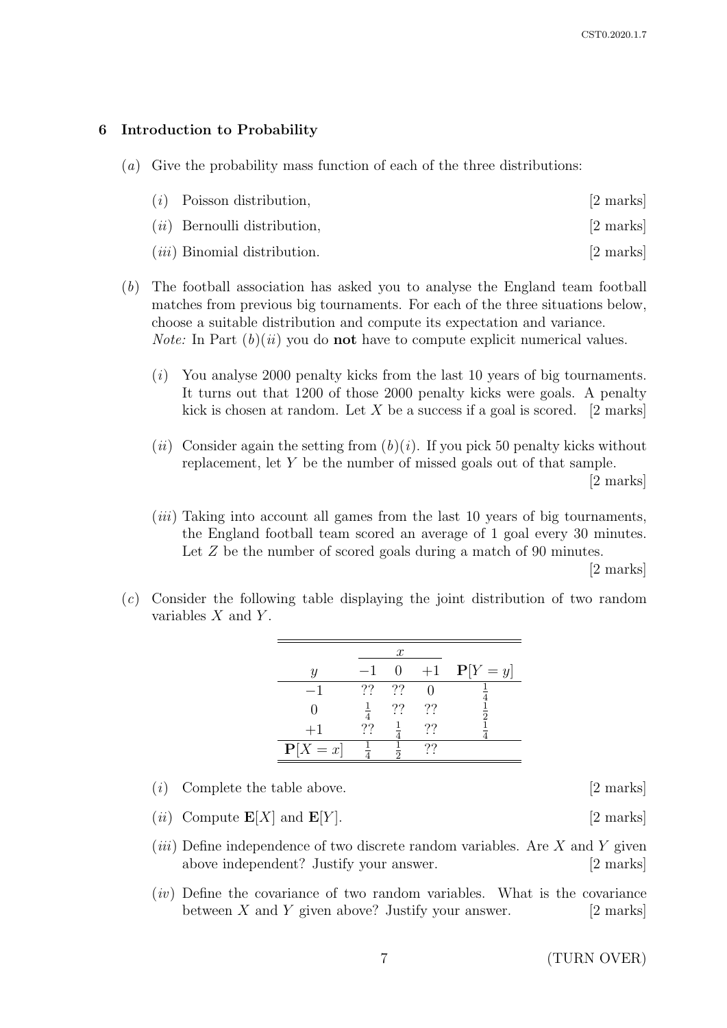## 6 Introduction to Probability

(*a*) Give the probability mass function of each of the three distributions:

- (*i*) Poisson distribution, [2 marks]
- (*ii*) Bernoulli distribution, [2 marks]
- (*iii*) Binomial distribution. [2 marks]

(*b*) The football association has asked you to analyse the England team football matches from previous big tournaments. For each of the three situations below, choose a suitable distribution and compute its expectation and variance.
*Note:* In Part (*b*)(*ii*) you do **not** have to compute explicit numerical values.

- (*i*) You analyse 2000 penalty kicks from the last 10 years of big tournaments. It turns out that 1200 of those 2000 penalty kicks were goals. A penalty kick is chosen at random. Let $X$ be a success if a goal is scored. [2 marks]

- (*ii*) Consider again the setting from (*b*)(*i*). If you pick 50 penalty kicks without replacement, let $Y$ be the number of missed goals out of that sample. [2 marks]

- (*iii*) Taking into account all games from the last 10 years of big tournaments, the England football team scored an average of 1 goal every 30 minutes. Let $Z$ be the number of scored goals during a match of 90 minutes. [2 marks]

(*c*) Consider the following table displaying the joint distribution of two random variables $X$ and $Y$.

| | $x$ | | | |
|---|---|---|---|---|
| $y$ | $-1$ | $0$ | $+1$ | $\mathbf{P}[Y = y]$ |
| $-1$ | ?? | ?? | $0$ | $\frac{1}{4}$ |
| $0$ | $\frac{1}{4}$ | ?? | ?? | $\frac{1}{2}$ |
| $+1$ | ?? | $\frac{1}{4}$ | ?? | $\frac{1}{4}$ |
| $\mathbf{P}[X = x]$ | $\frac{1}{4}$ | $\frac{1}{2}$ | ?? | |

- (*i*) Complete the table above. [2 marks]
- (*ii*) Compute $\mathbf{E}[X]$ and $\mathbf{E}[Y]$. [2 marks]
- (*iii*) Define independence of two discrete random variables. Are $X$ and $Y$ given above independent? Justify your answer. [2 marks]
- (*iv*) Define the covariance of two random variables. What is the covariance between $X$ and $Y$ given above? Justify your answer. [2 marks]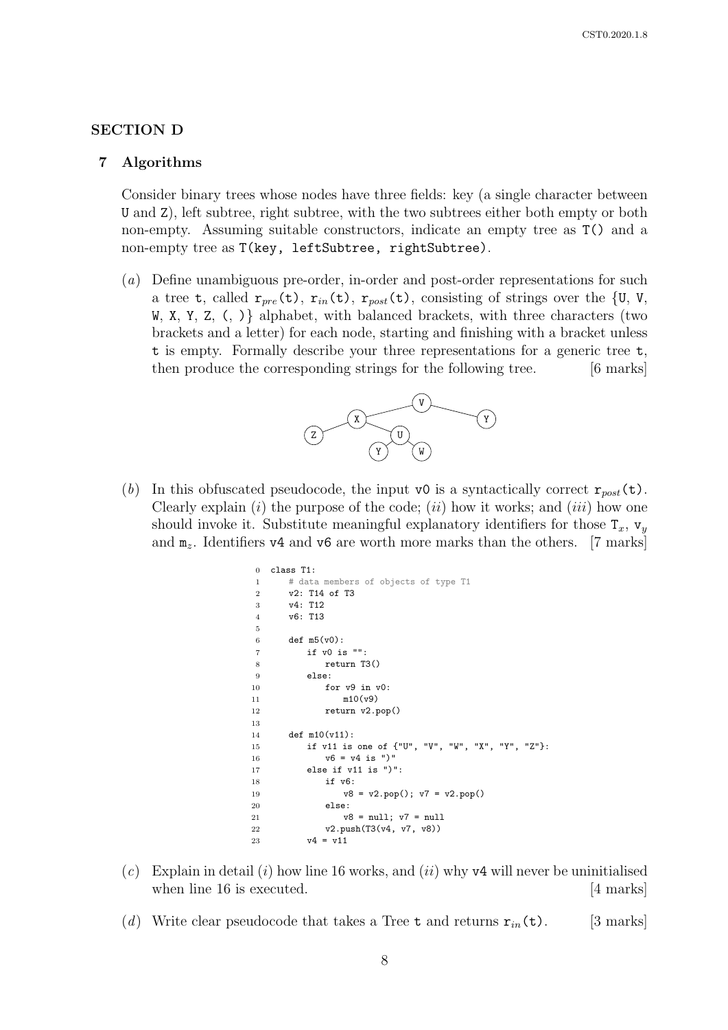## SECTION D

### 7 Algorithms

Consider binary trees whose nodes have three fields: key (a single character between U and Z), left subtree, right subtree, with the two subtrees either both empty or both non-empty. Assuming suitable constructors, indicate an empty tree as `T()` and a non-empty tree as `T(key, leftSubtree, rightSubtree)`.

(*a*) Define unambiguous pre-order, in-order and post-order representations for such a tree `t`, called $\texttt{r}_{pre}\texttt{(t)}$, $\texttt{r}_{in}\texttt{(t)}$, $\texttt{r}_{post}\texttt{(t)}$, consisting of strings over the {U, V, W, X, Y, Z, (, )} alphabet, with balanced brackets, with three characters (two brackets and a letter) for each node, starting and finishing with a bracket unless `t` is empty. Formally describe your three representations for a generic tree `t`, then produce the corresponding strings for the following tree. [6 marks]

(*b*) In this obfuscated pseudocode, the input `v0` is a syntactically correct $\texttt{r}_{post}\texttt{(t)}$. Clearly explain (*i*) the purpose of the code; (*ii*) how it works; and (*iii*) how one should invoke it. Substitute meaningful explanatory identifiers for those $\texttt{T}_x$, $\texttt{v}_y$ and $\texttt{m}_z$. Identifiers `v4` and `v6` are worth more marks than the others. [7 marks]

```
0  class T1:
1      # data members of objects of type T1
2      v2: T14 of T3
3      v4: T12
4      v6: T13
5
6      def m5(v0):
7          if v0 is "":
8              return T3()
9          else:
10             for v9 in v0:
11                 m10(v9)
12             return v2.pop()
13
14     def m10(v11):
15         if v11 is one of {"U", "V", "W", "X", "Y", "Z"}:
16             v6 = v4 is ")"
17         else if v11 is ")":
18             if v6:
19                 v8 = v2.pop(); v7 = v2.pop()
20             else:
21                 v8 = null; v7 = null
22             v2.push(T3(v4, v7, v8))
23         v4 = v11
```

(*c*) Explain in detail (*i*) how line 16 works, and (*ii*) why `v4` will never be uninitialised when line 16 is executed. [4 marks]

(*d*) Write clear pseudocode that takes a Tree `t` and returns $\texttt{r}_{in}\texttt{(t)}$. [3 marks]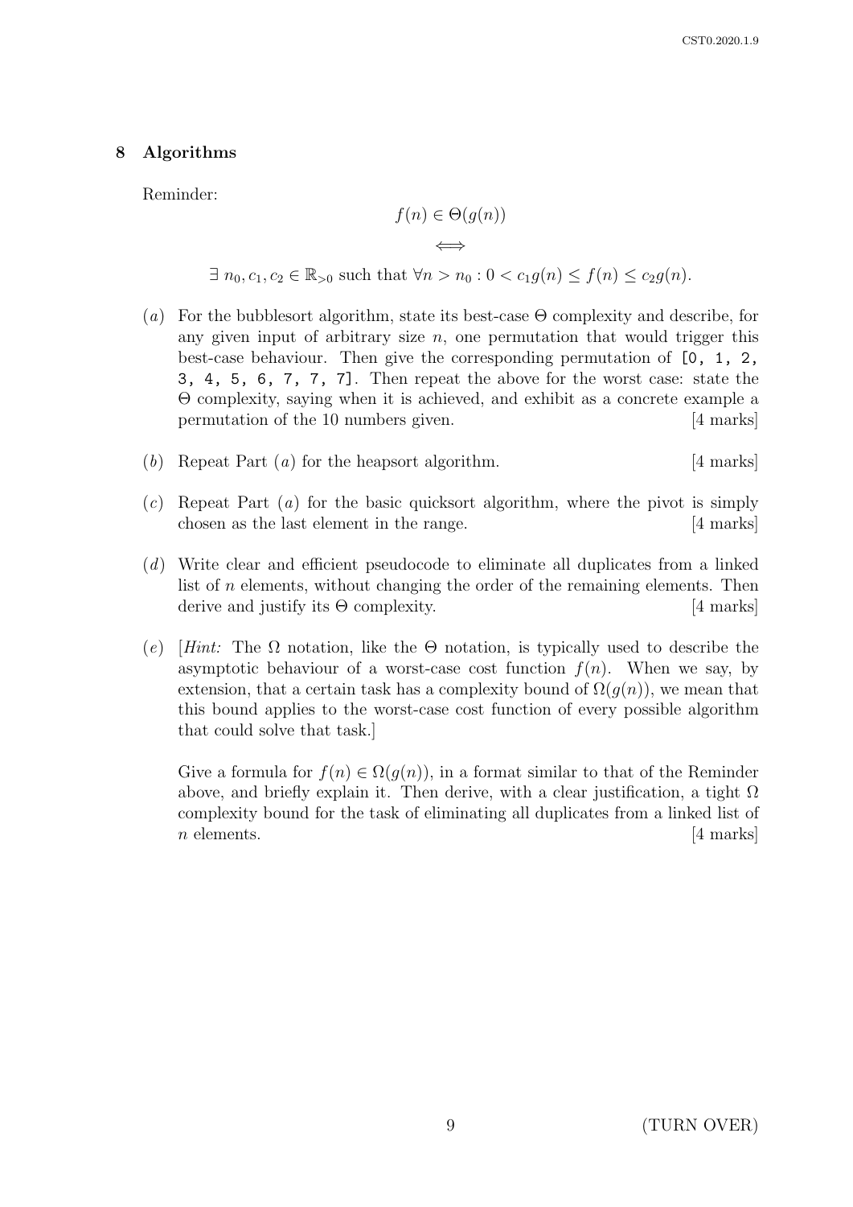## 8 Algorithms

Reminder:

$$f(n) \in \Theta(g(n))$$

$$\iff$$

$$\exists\ n_0, c_1, c_2 \in \mathbb{R}_{>0} \text{ such that } \forall n > n_0 : 0 < c_1 g(n) \leq f(n) \leq c_2 g(n).$$

(*a*) For the bubblesort algorithm, state its best-case $\Theta$ complexity and describe, for any given input of arbitrary size $n$, one permutation that would trigger this best-case behaviour. Then give the corresponding permutation of `[0, 1, 2, 3, 4, 5, 6, 7, 7, 7]`. Then repeat the above for the worst case: state the $\Theta$ complexity, saying when it is achieved, and exhibit as a concrete example a permutation of the 10 numbers given. [4 marks]

(*b*) Repeat Part (*a*) for the heapsort algorithm. [4 marks]

(*c*) Repeat Part (*a*) for the basic quicksort algorithm, where the pivot is simply chosen as the last element in the range. [4 marks]

(*d*) Write clear and efficient pseudocode to eliminate all duplicates from a linked list of $n$ elements, without changing the order of the remaining elements. Then derive and justify its $\Theta$ complexity. [4 marks]

(*e*) [*Hint:* The $\Omega$ notation, like the $\Theta$ notation, is typically used to describe the asymptotic behaviour of a worst-case cost function $f(n)$. When we say, by extension, that a certain task has a complexity bound of $\Omega(g(n))$, we mean that this bound applies to the worst-case cost function of every possible algorithm that could solve that task.]

Give a formula for $f(n) \in \Omega(g(n))$, in a format similar to that of the Reminder above, and briefly explain it. Then derive, with a clear justification, a tight $\Omega$ complexity bound for the task of eliminating all duplicates from a linked list of $n$ elements. [4 marks]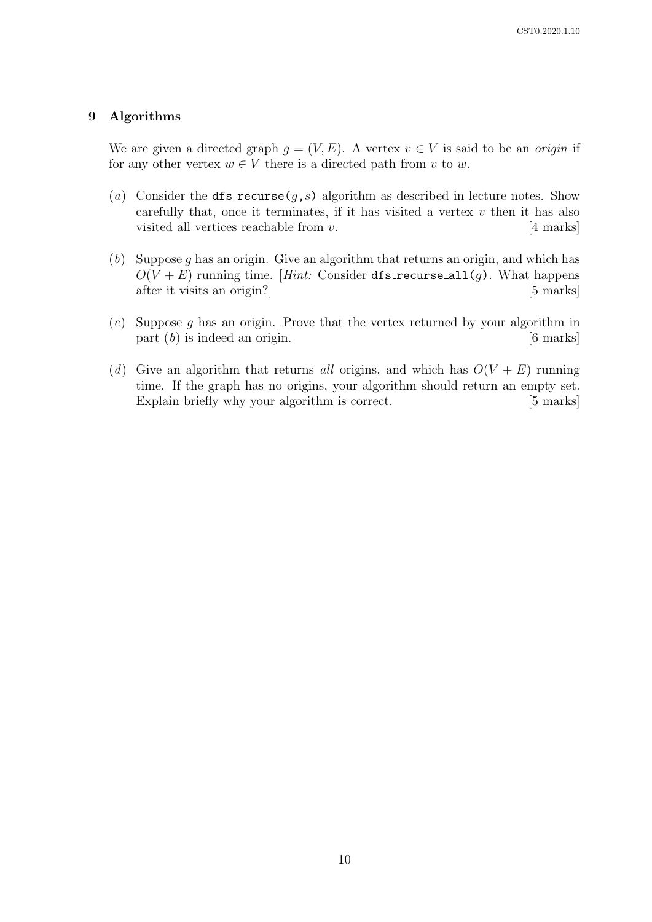## 9 Algorithms

We are given a directed graph $g = (V, E)$. A vertex $v \in V$ is said to be an *origin* if for any other vertex $w \in V$ there is a directed path from $v$ to $w$.

(*a*) Consider the `dfs_recurse(g,s)` algorithm as described in lecture notes. Show carefully that, once it terminates, if it has visited a vertex $v$ then it has also visited all vertices reachable from $v$. [4 marks]

(*b*) Suppose $g$ has an origin. Give an algorithm that returns an origin, and which has $O(V + E)$ running time. [*Hint:* Consider `dfs_recurse_all(g)`. What happens after it visits an origin?] [5 marks]

(*c*) Suppose $g$ has an origin. Prove that the vertex returned by your algorithm in part (*b*) is indeed an origin. [6 marks]

(*d*) Give an algorithm that returns *all* origins, and which has $O(V + E)$ running time. If the graph has no origins, your algorithm should return an empty set. Explain briefly why your algorithm is correct. [5 marks]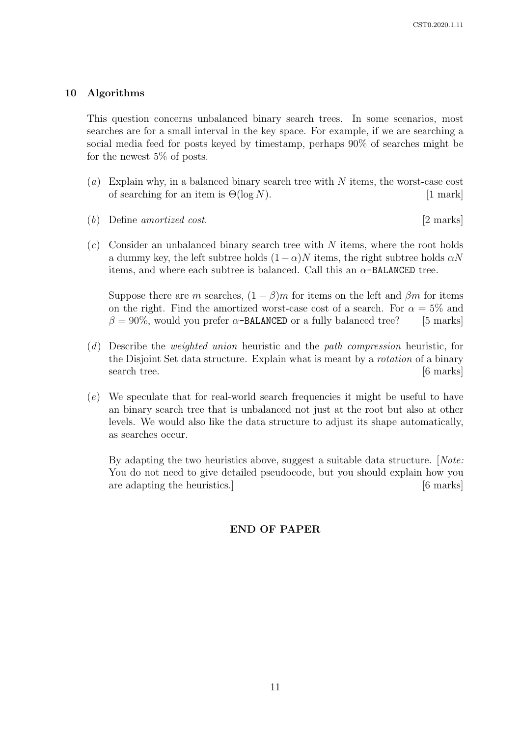## 10 Algorithms

This question concerns unbalanced binary search trees. In some scenarios, most searches are for a small interval in the key space. For example, if we are searching a social media feed for posts keyed by timestamp, perhaps 90% of searches might be for the newest 5% of posts.

(*a*) Explain why, in a balanced binary search tree with $N$ items, the worst-case cost of searching for an item is $\Theta(\log N)$. [1 mark]

(*b*) Define *amortized cost*. [2 marks]

(*c*) Consider an unbalanced binary search tree with $N$ items, where the root holds a dummy key, the left subtree holds $(1 - \alpha)N$ items, the right subtree holds $\alpha N$ items, and where each subtree is balanced. Call this an $\alpha$-`BALANCED` tree.

Suppose there are $m$ searches, $(1 - \beta)m$ for items on the left and $\beta m$ for items on the right. Find the amortized worst-case cost of a search. For $\alpha = 5\%$ and $\beta = 90\%$, would you prefer $\alpha$-`BALANCED` or a fully balanced tree? [5 marks]

(*d*) Describe the *weighted union* heuristic and the *path compression* heuristic, for the Disjoint Set data structure. Explain what is meant by a *rotation* of a binary search tree. [6 marks]

(*e*) We speculate that for real-world search frequencies it might be useful to have an binary search tree that is unbalanced not just at the root but also at other levels. We would also like the data structure to adjust its shape automatically, as searches occur.

By adapting the two heuristics above, suggest a suitable data structure. [*Note:* You do not need to give detailed pseudocode, but you should explain how you are adapting the heuristics.] [6 marks]

**END OF PAPER**